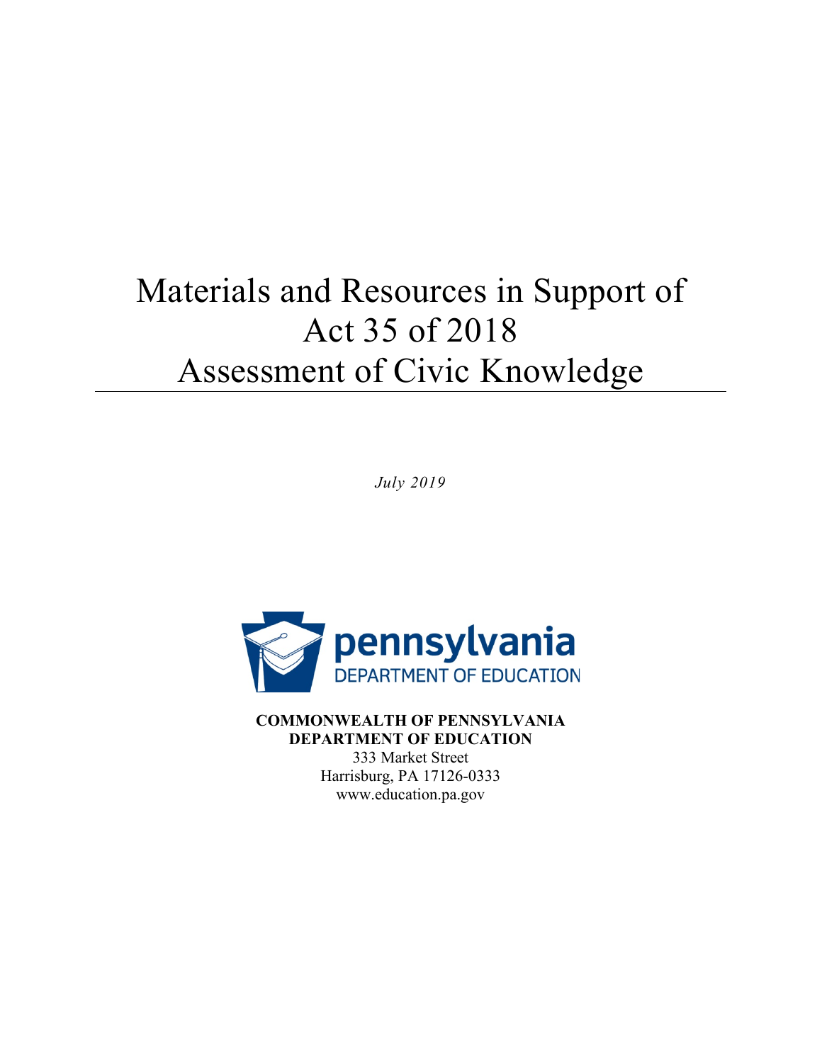# Materials and Resources in Support of Act 35 of 2018 Assessment of Civic Knowledge

*July 2019*

pennsylvania
DEPARTMENT OF EDUCATION

**COMMONWEALTH OF PENNSYLVANIA**
**DEPARTMENT OF EDUCATION**
333 Market Street
Harrisburg, PA 17126-0333
www.education.pa.gov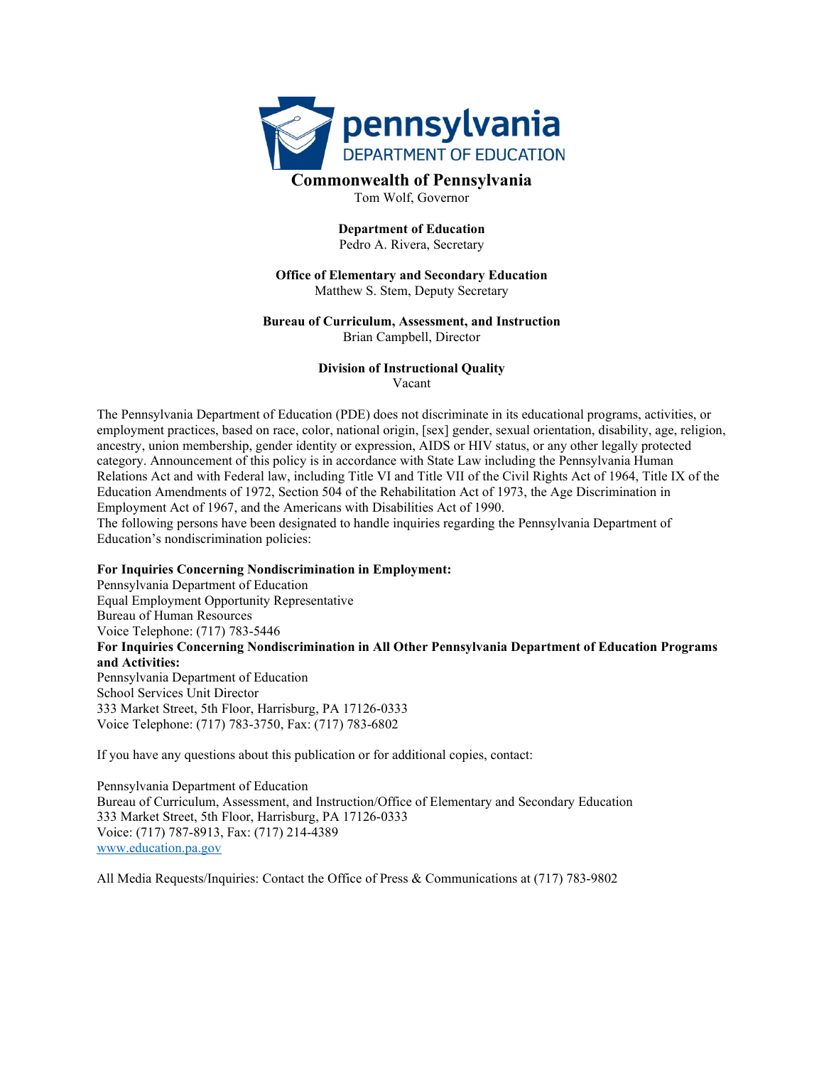**Commonwealth of Pennsylvania**
Tom Wolf, Governor

**Department of Education**
Pedro A. Rivera, Secretary

**Office of Elementary and Secondary Education**
Matthew S. Stem, Deputy Secretary

**Bureau of Curriculum, Assessment, and Instruction**
Brian Campbell, Director

**Division of Instructional Quality**
Vacant

The Pennsylvania Department of Education (PDE) does not discriminate in its educational programs, activities, or employment practices, based on race, color, national origin, [sex] gender, sexual orientation, disability, age, religion, ancestry, union membership, gender identity or expression, AIDS or HIV status, or any other legally protected category. Announcement of this policy is in accordance with State Law including the Pennsylvania Human Relations Act and with Federal law, including Title VI and Title VII of the Civil Rights Act of 1964, Title IX of the Education Amendments of 1972, Section 504 of the Rehabilitation Act of 1973, the Age Discrimination in Employment Act of 1967, and the Americans with Disabilities Act of 1990.
The following persons have been designated to handle inquiries regarding the Pennsylvania Department of Education's nondiscrimination policies:

**For Inquiries Concerning Nondiscrimination in Employment:**
Pennsylvania Department of Education
Equal Employment Opportunity Representative
Bureau of Human Resources
Voice Telephone: (717) 783-5446
**For Inquiries Concerning Nondiscrimination in All Other Pennsylvania Department of Education Programs and Activities:**
Pennsylvania Department of Education
School Services Unit Director
333 Market Street, 5th Floor, Harrisburg, PA 17126-0333
Voice Telephone: (717) 783-3750, Fax: (717) 783-6802

If you have any questions about this publication or for additional copies, contact:

Pennsylvania Department of Education
Bureau of Curriculum, Assessment, and Instruction/Office of Elementary and Secondary Education
333 Market Street, 5th Floor, Harrisburg, PA 17126-0333
Voice: (717) 787-8913, Fax: (717) 214-4389
www.education.pa.gov

All Media Requests/Inquiries: Contact the Office of Press & Communications at (717) 783-9802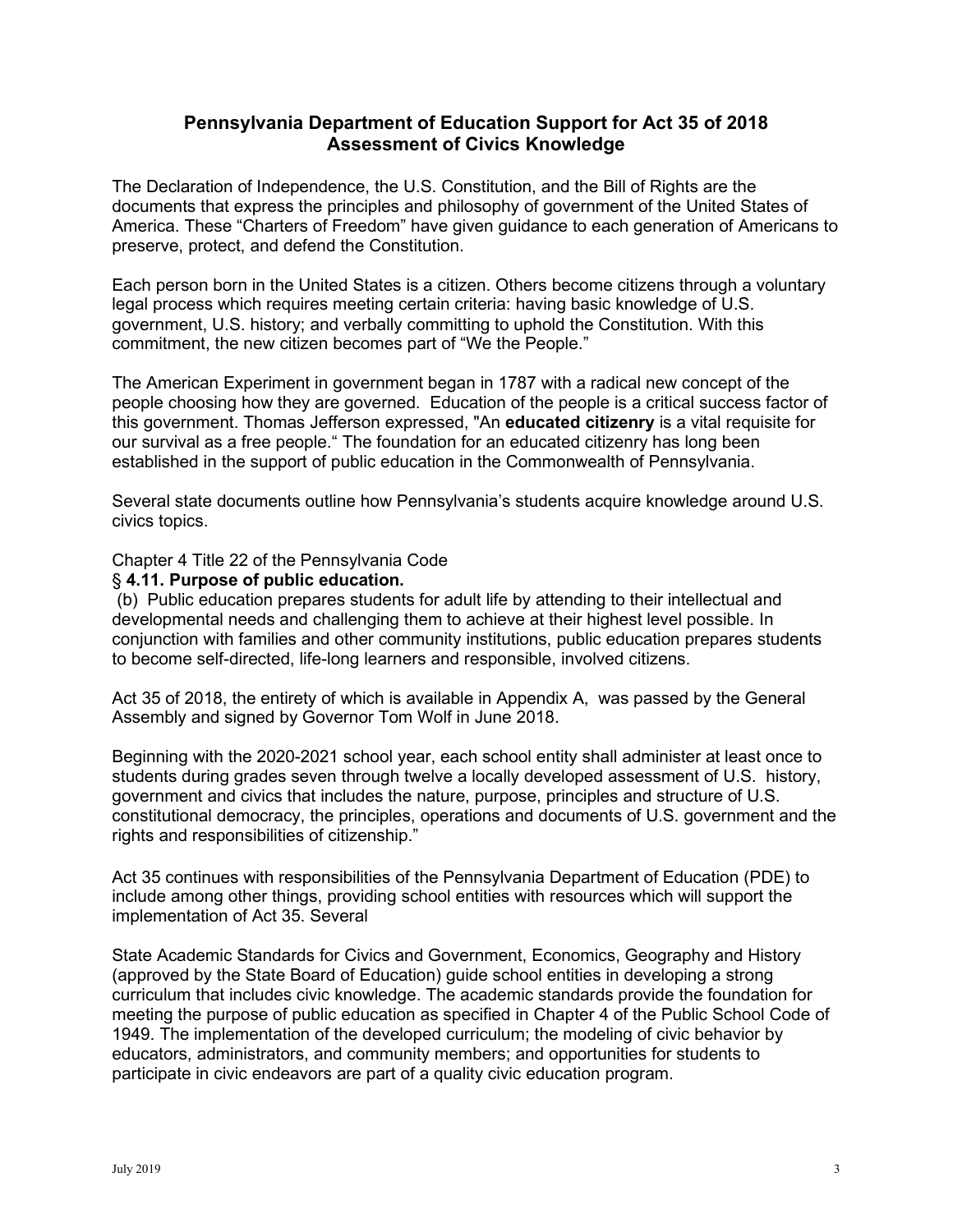# Pennsylvania Department of Education Support for Act 35 of 2018
# Assessment of Civics Knowledge

The Declaration of Independence, the U.S. Constitution, and the Bill of Rights are the documents that express the principles and philosophy of government of the United States of America. These "Charters of Freedom" have given guidance to each generation of Americans to preserve, protect, and defend the Constitution.

Each person born in the United States is a citizen. Others become citizens through a voluntary legal process which requires meeting certain criteria: having basic knowledge of U.S. government, U.S. history; and verbally committing to uphold the Constitution. With this commitment, the new citizen becomes part of "We the People."

The American Experiment in government began in 1787 with a radical new concept of the people choosing how they are governed. Education of the people is a critical success factor of this government. Thomas Jefferson expressed, "An **educated citizenry** is a vital requisite for our survival as a free people." The foundation for an educated citizenry has long been established in the support of public education in the Commonwealth of Pennsylvania.

Several state documents outline how Pennsylvania's students acquire knowledge around U.S. civics topics.

Chapter 4 Title 22 of the Pennsylvania Code

§ **4.11. Purpose of public education.**

(b) Public education prepares students for adult life by attending to their intellectual and developmental needs and challenging them to achieve at their highest level possible. In conjunction with families and other community institutions, public education prepares students to become self-directed, life-long learners and responsible, involved citizens.

Act 35 of 2018, the entirety of which is available in Appendix A, was passed by the General Assembly and signed by Governor Tom Wolf in June 2018.

Beginning with the 2020-2021 school year, each school entity shall administer at least once to students during grades seven through twelve a locally developed assessment of U.S. history, government and civics that includes the nature, purpose, principles and structure of U.S. constitutional democracy, the principles, operations and documents of U.S. government and the rights and responsibilities of citizenship."

Act 35 continues with responsibilities of the Pennsylvania Department of Education (PDE) to include among other things, providing school entities with resources which will support the implementation of Act 35. Several

State Academic Standards for Civics and Government, Economics, Geography and History (approved by the State Board of Education) guide school entities in developing a strong curriculum that includes civic knowledge. The academic standards provide the foundation for meeting the purpose of public education as specified in Chapter 4 of the Public School Code of 1949. The implementation of the developed curriculum; the modeling of civic behavior by educators, administrators, and community members; and opportunities for students to participate in civic endeavors are part of a quality civic education program.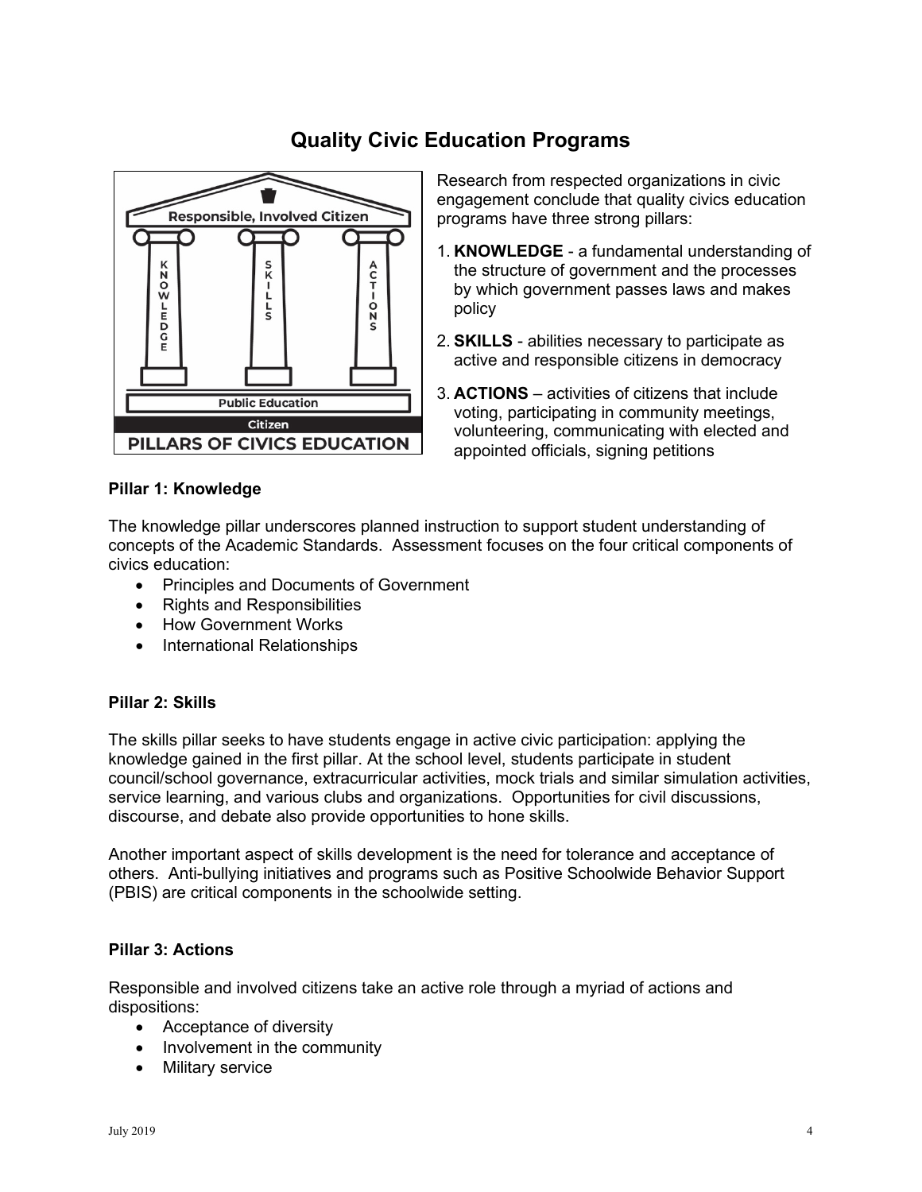# Quality Civic Education Programs

Research from respected organizations in civic engagement conclude that quality civics education programs have three strong pillars:

1. **KNOWLEDGE** - a fundamental understanding of the structure of government and the processes by which government passes laws and makes policy
2. **SKILLS** - abilities necessary to participate as active and responsible citizens in democracy
3. **ACTIONS** – activities of citizens that include voting, participating in community meetings, volunteering, communicating with elected and appointed officials, signing petitions

**Pillar 1: Knowledge**

The knowledge pillar underscores planned instruction to support student understanding of concepts of the Academic Standards. Assessment focuses on the four critical components of civics education:

- Principles and Documents of Government
- Rights and Responsibilities
- How Government Works
- International Relationships

**Pillar 2: Skills**

The skills pillar seeks to have students engage in active civic participation: applying the knowledge gained in the first pillar. At the school level, students participate in student council/school governance, extracurricular activities, mock trials and similar simulation activities, service learning, and various clubs and organizations. Opportunities for civil discussions, discourse, and debate also provide opportunities to hone skills.

Another important aspect of skills development is the need for tolerance and acceptance of others. Anti-bullying initiatives and programs such as Positive Schoolwide Behavior Support (PBIS) are critical components in the schoolwide setting.

**Pillar 3: Actions**

Responsible and involved citizens take an active role through a myriad of actions and dispositions:

- Acceptance of diversity
- Involvement in the community
- Military service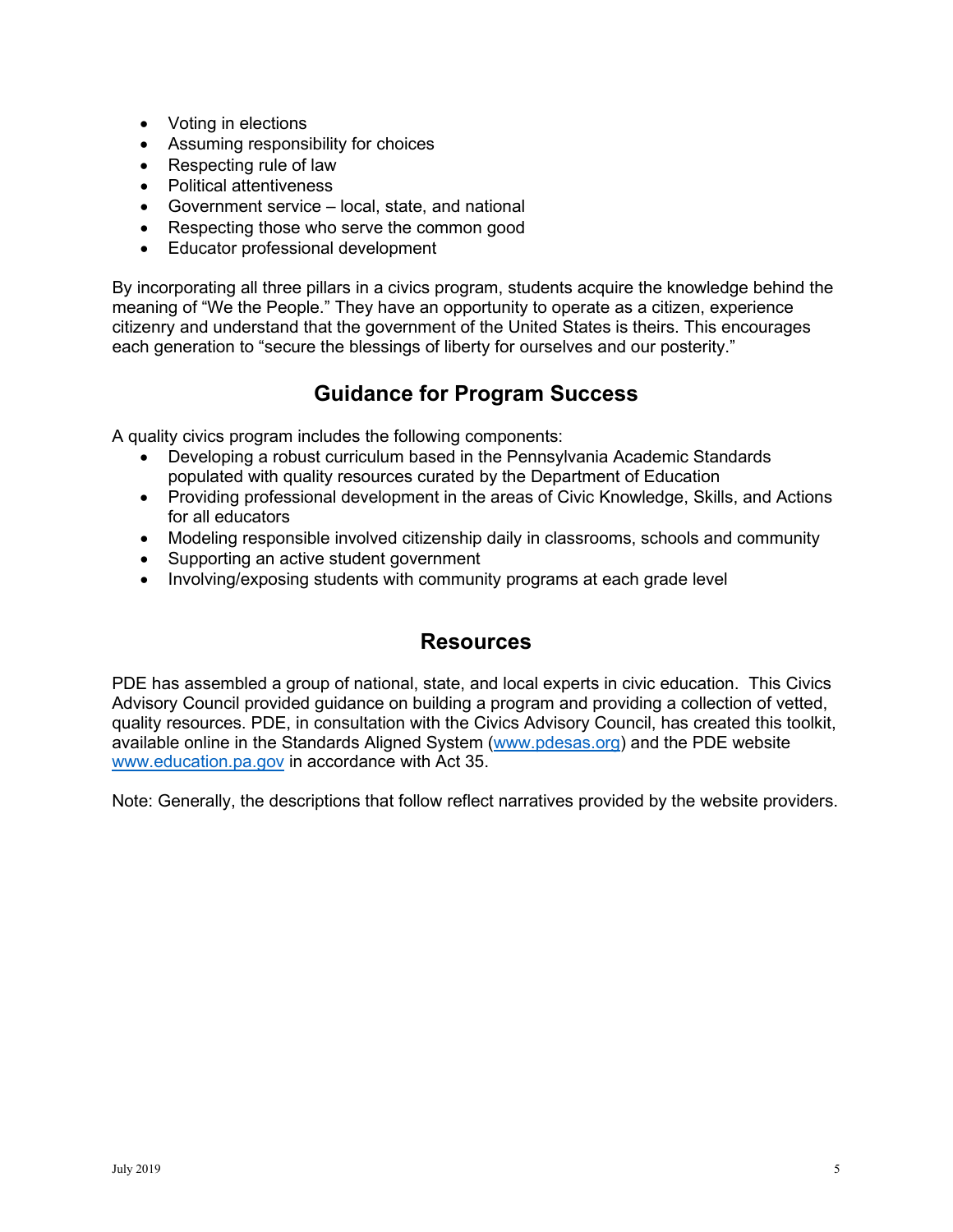- Voting in elections
- Assuming responsibility for choices
- Respecting rule of law
- Political attentiveness
- Government service – local, state, and national
- Respecting those who serve the common good
- Educator professional development

By incorporating all three pillars in a civics program, students acquire the knowledge behind the meaning of "We the People." They have an opportunity to operate as a citizen, experience citizenry and understand that the government of the United States is theirs. This encourages each generation to "secure the blessings of liberty for ourselves and our posterity."

## Guidance for Program Success

A quality civics program includes the following components:

- Developing a robust curriculum based in the Pennsylvania Academic Standards populated with quality resources curated by the Department of Education
- Providing professional development in the areas of Civic Knowledge, Skills, and Actions for all educators
- Modeling responsible involved citizenship daily in classrooms, schools and community
- Supporting an active student government
- Involving/exposing students with community programs at each grade level

## Resources

PDE has assembled a group of national, state, and local experts in civic education. This Civics Advisory Council provided guidance on building a program and providing a collection of vetted, quality resources. PDE, in consultation with the Civics Advisory Council, has created this toolkit, available online in the Standards Aligned System ([www.pdesas.org](http://www.pdesas.org)) and the PDE website [www.education.pa.gov](http://www.education.pa.gov) in accordance with Act 35.

Note: Generally, the descriptions that follow reflect narratives provided by the website providers.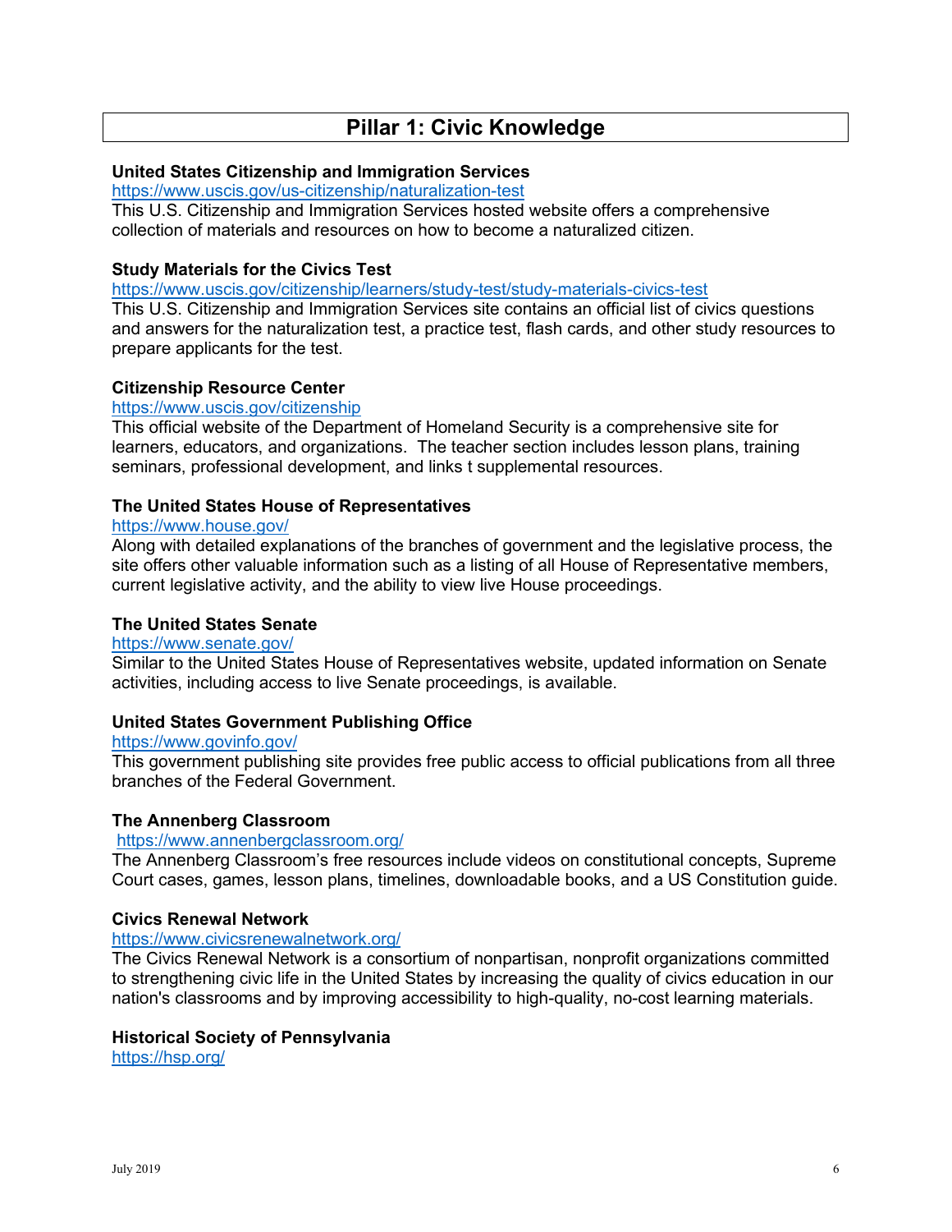# Pillar 1: Civic Knowledge

**United States Citizenship and Immigration Services**
https://www.uscis.gov/us-citizenship/naturalization-test
This U.S. Citizenship and Immigration Services hosted website offers a comprehensive collection of materials and resources on how to become a naturalized citizen.

**Study Materials for the Civics Test**
https://www.uscis.gov/citizenship/learners/study-test/study-materials-civics-test
This U.S. Citizenship and Immigration Services site contains an official list of civics questions and answers for the naturalization test, a practice test, flash cards, and other study resources to prepare applicants for the test.

**Citizenship Resource Center**
https://www.uscis.gov/citizenship
This official website of the Department of Homeland Security is a comprehensive site for learners, educators, and organizations. The teacher section includes lesson plans, training seminars, professional development, and links t supplemental resources.

**The United States House of Representatives**
https://www.house.gov/
Along with detailed explanations of the branches of government and the legislative process, the site offers other valuable information such as a listing of all House of Representative members, current legislative activity, and the ability to view live House proceedings.

**The United States Senate**
https://www.senate.gov/
Similar to the United States House of Representatives website, updated information on Senate activities, including access to live Senate proceedings, is available.

**United States Government Publishing Office**
https://www.govinfo.gov/
This government publishing site provides free public access to official publications from all three branches of the Federal Government.

**The Annenberg Classroom**
https://www.annenbergclassroom.org/
The Annenberg Classroom's free resources include videos on constitutional concepts, Supreme Court cases, games, lesson plans, timelines, downloadable books, and a US Constitution guide.

**Civics Renewal Network**
https://www.civicsrenewalnetwork.org/
The Civics Renewal Network is a consortium of nonpartisan, nonprofit organizations committed to strengthening civic life in the United States by increasing the quality of civics education in our nation's classrooms and by improving accessibility to high-quality, no-cost learning materials.

**Historical Society of Pennsylvania**
https://hsp.org/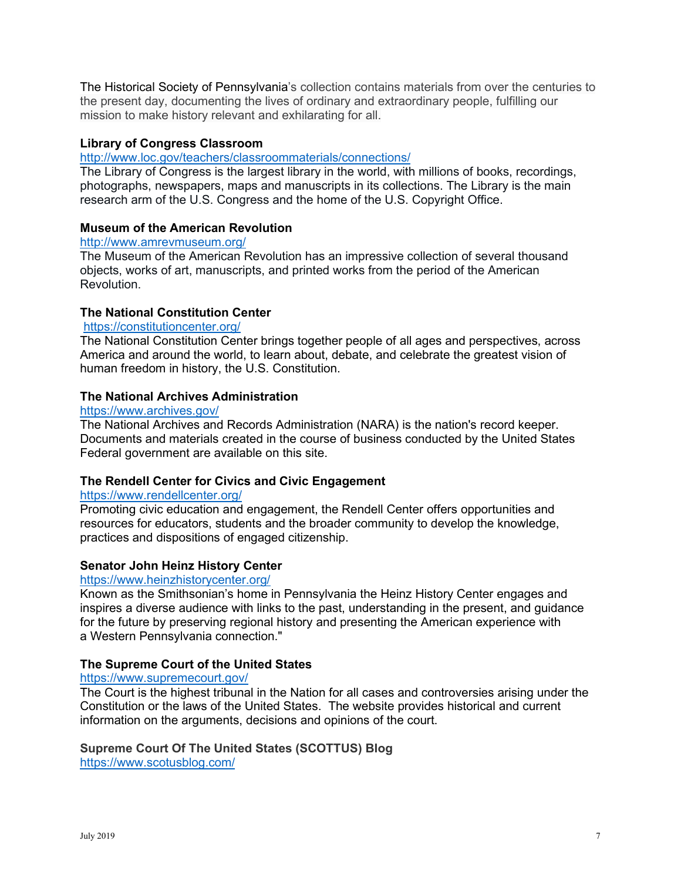The Historical Society of Pennsylvania's collection contains materials from over the centuries to the present day, documenting the lives of ordinary and extraordinary people, fulfilling our mission to make history relevant and exhilarating for all.

**Library of Congress Classroom**
http://www.loc.gov/teachers/classroommaterials/connections/
The Library of Congress is the largest library in the world, with millions of books, recordings, photographs, newspapers, maps and manuscripts in its collections. The Library is the main research arm of the U.S. Congress and the home of the U.S. Copyright Office.

**Museum of the American Revolution**
http://www.amrevmuseum.org/
The Museum of the American Revolution has an impressive collection of several thousand objects, works of art, manuscripts, and printed works from the period of the American Revolution.

**The National Constitution Center**
https://constitutioncenter.org/
The National Constitution Center brings together people of all ages and perspectives, across America and around the world, to learn about, debate, and celebrate the greatest vision of human freedom in history, the U.S. Constitution.

**The National Archives Administration**
https://www.archives.gov/
The National Archives and Records Administration (NARA) is the nation's record keeper. Documents and materials created in the course of business conducted by the United States Federal government are available on this site.

**The Rendell Center for Civics and Civic Engagement**
https://www.rendellcenter.org/
Promoting civic education and engagement, the Rendell Center offers opportunities and resources for educators, students and the broader community to develop the knowledge, practices and dispositions of engaged citizenship.

**Senator John Heinz History Center**
https://www.heinzhistorycenter.org/
Known as the Smithsonian's home in Pennsylvania the Heinz History Center engages and inspires a diverse audience with links to the past, understanding in the present, and guidance for the future by preserving regional history and presenting the American experience with a Western Pennsylvania connection."

**The Supreme Court of the United States**
https://www.supremecourt.gov/
The Court is the highest tribunal in the Nation for all cases and controversies arising under the Constitution or the laws of the United States. The website provides historical and current information on the arguments, decisions and opinions of the court.

**Supreme Court Of The United States (SCOTTUS) Blog**
https://www.scotusblog.com/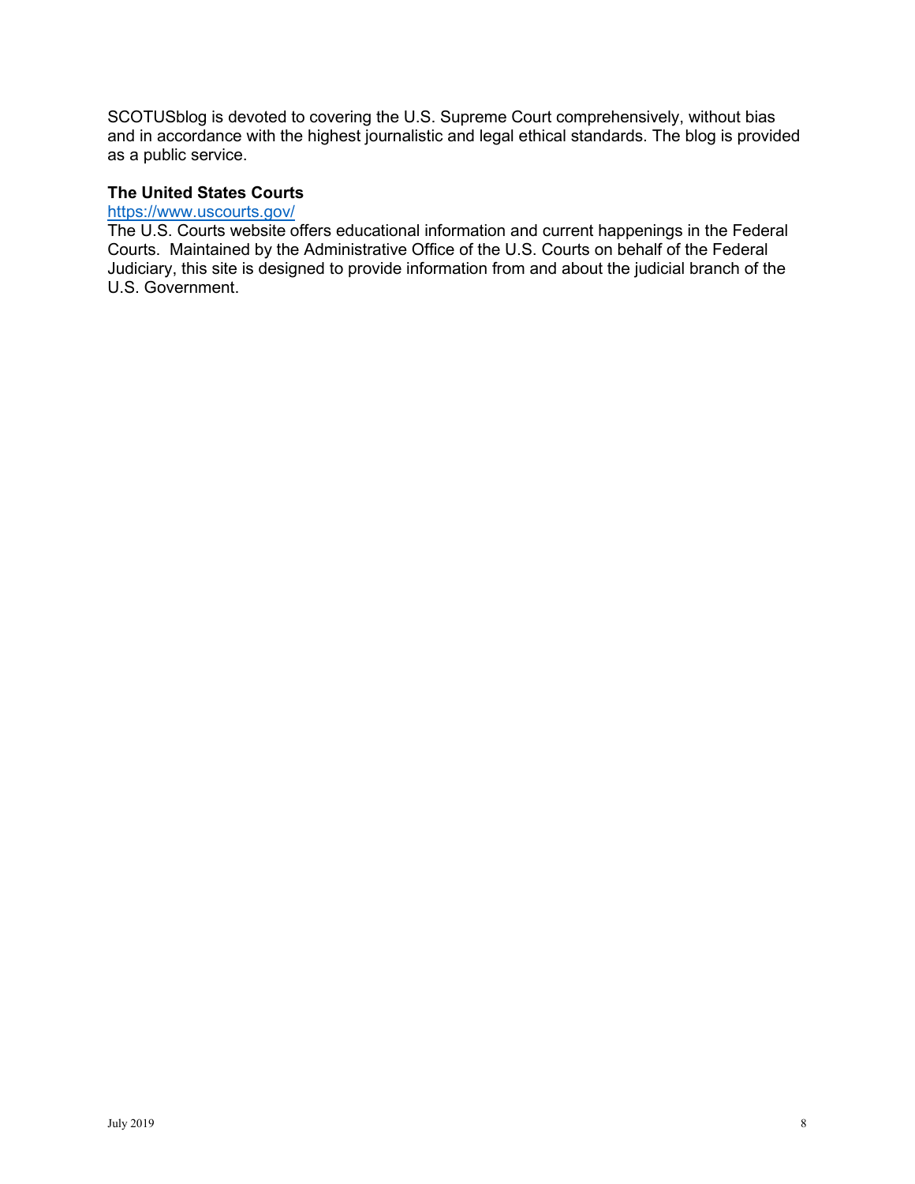SCOTUSblog is devoted to covering the U.S. Supreme Court comprehensively, without bias and in accordance with the highest journalistic and legal ethical standards. The blog is provided as a public service.

**The United States Courts**
https://www.uscourts.gov/
The U.S. Courts website offers educational information and current happenings in the Federal Courts. Maintained by the Administrative Office of the U.S. Courts on behalf of the Federal Judiciary, this site is designed to provide information from and about the judicial branch of the U.S. Government.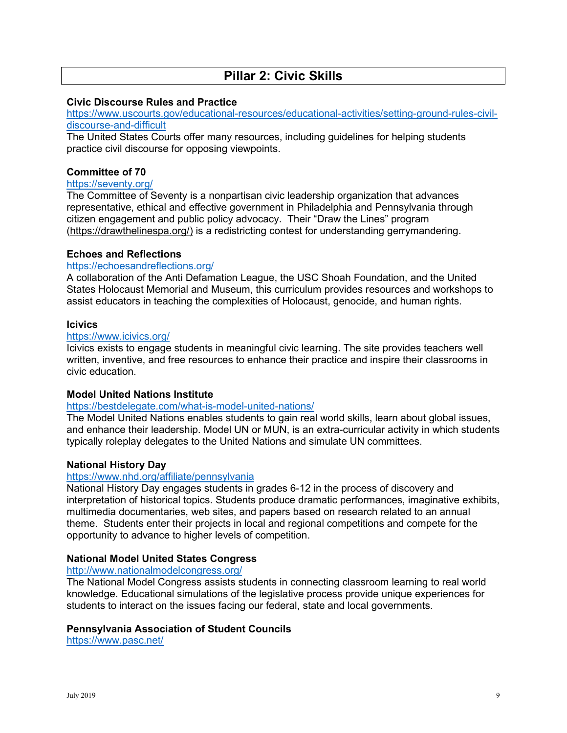## Pillar 2: Civic Skills

**Civic Discourse Rules and Practice**
https://www.uscourts.gov/educational-resources/educational-activities/setting-ground-rules-civil-discourse-and-difficult
The United States Courts offer many resources, including guidelines for helping students practice civil discourse for opposing viewpoints.

**Committee of 70**
https://seventy.org/
The Committee of Seventy is a nonpartisan civic leadership organization that advances representative, ethical and effective government in Philadelphia and Pennsylvania through citizen engagement and public policy advocacy. Their "Draw the Lines" program (https://drawthelinespa.org/) is a redistricting contest for understanding gerrymandering.

**Echoes and Reflections**
https://echoesandreflections.org/
A collaboration of the Anti Defamation League, the USC Shoah Foundation, and the United States Holocaust Memorial and Museum, this curriculum provides resources and workshops to assist educators in teaching the complexities of Holocaust, genocide, and human rights.

**Icivics**
https://www.icivics.org/
Icivics exists to engage students in meaningful civic learning. The site provides teachers well written, inventive, and free resources to enhance their practice and inspire their classrooms in civic education.

**Model United Nations Institute**
https://bestdelegate.com/what-is-model-united-nations/
The Model United Nations enables students to gain real world skills, learn about global issues, and enhance their leadership. Model UN or MUN, is an extra-curricular activity in which students typically roleplay delegates to the United Nations and simulate UN committees.

**National History Day**
https://www.nhd.org/affiliate/pennsylvania
National History Day engages students in grades 6-12 in the process of discovery and interpretation of historical topics. Students produce dramatic performances, imaginative exhibits, multimedia documentaries, web sites, and papers based on research related to an annual theme. Students enter their projects in local and regional competitions and compete for the opportunity to advance to higher levels of competition.

**National Model United States Congress**
http://www.nationalmodelcongress.org/
The National Model Congress assists students in connecting classroom learning to real world knowledge. Educational simulations of the legislative process provide unique experiences for students to interact on the issues facing our federal, state and local governments.

**Pennsylvania Association of Student Councils**
https://www.pasc.net/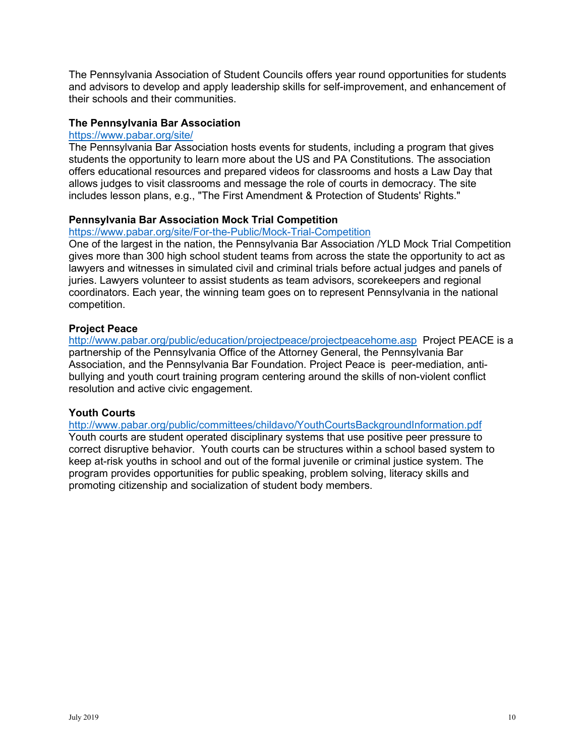The Pennsylvania Association of Student Councils offers year round opportunities for students and advisors to develop and apply leadership skills for self-improvement, and enhancement of their schools and their communities.

**The Pennsylvania Bar Association**

https://www.pabar.org/site/

The Pennsylvania Bar Association hosts events for students, including a program that gives students the opportunity to learn more about the US and PA Constitutions. The association offers educational resources and prepared videos for classrooms and hosts a Law Day that allows judges to visit classrooms and message the role of courts in democracy. The site includes lesson plans, e.g., "The First Amendment & Protection of Students' Rights."

**Pennsylvania Bar Association Mock Trial Competition**

https://www.pabar.org/site/For-the-Public/Mock-Trial-Competition

One of the largest in the nation, the Pennsylvania Bar Association /YLD Mock Trial Competition gives more than 300 high school student teams from across the state the opportunity to act as lawyers and witnesses in simulated civil and criminal trials before actual judges and panels of juries. Lawyers volunteer to assist students as team advisors, scorekeepers and regional coordinators. Each year, the winning team goes on to represent Pennsylvania in the national competition.

**Project Peace**

http://www.pabar.org/public/education/projectpeace/projectpeacehome.asp Project PEACE is a partnership of the Pennsylvania Office of the Attorney General, the Pennsylvania Bar Association, and the Pennsylvania Bar Foundation. Project Peace is peer-mediation, anti-bullying and youth court training program centering around the skills of non-violent conflict resolution and active civic engagement.

**Youth Courts**

http://www.pabar.org/public/committees/childavo/YouthCourtsBackgroundInformation.pdf

Youth courts are student operated disciplinary systems that use positive peer pressure to correct disruptive behavior. Youth courts can be structures within a school based system to keep at-risk youths in school and out of the formal juvenile or criminal justice system. The program provides opportunities for public speaking, problem solving, literacy skills and promoting citizenship and socialization of student body members.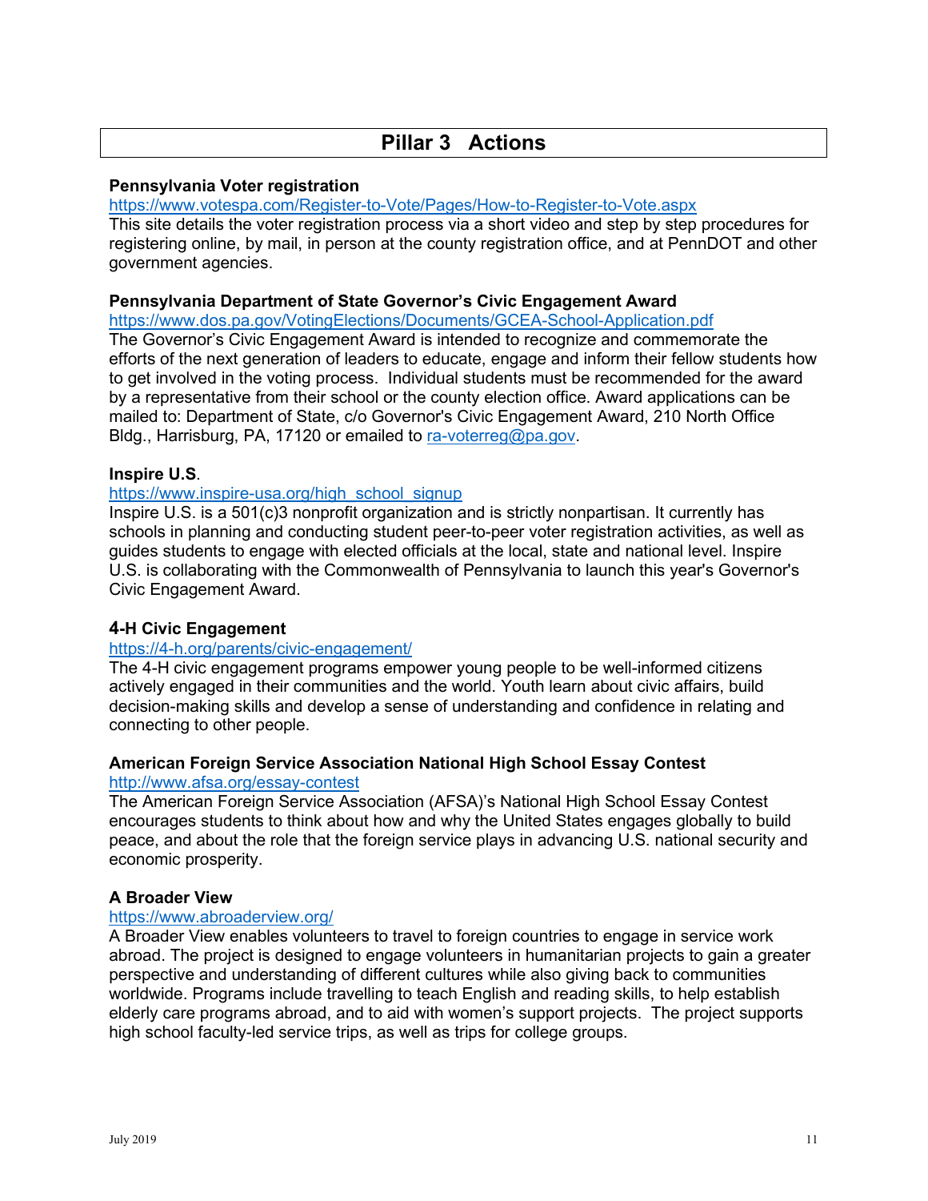# Pillar 3 Actions

**Pennsylvania Voter registration**

https://www.votespa.com/Register-to-Vote/Pages/How-to-Register-to-Vote.aspx

This site details the voter registration process via a short video and step by step procedures for registering online, by mail, in person at the county registration office, and at PennDOT and other government agencies.

**Pennsylvania Department of State Governor's Civic Engagement Award**

https://www.dos.pa.gov/VotingElections/Documents/GCEA-School-Application.pdf

The Governor's Civic Engagement Award is intended to recognize and commemorate the efforts of the next generation of leaders to educate, engage and inform their fellow students how to get involved in the voting process. Individual students must be recommended for the award by a representative from their school or the county election office. Award applications can be mailed to: Department of State, c/o Governor's Civic Engagement Award, 210 North Office Bldg., Harrisburg, PA, 17120 or emailed to ra-voterreg@pa.gov.

**Inspire U.S**.

https://www.inspire-usa.org/high_school_signup

Inspire U.S. is a 501(c)3 nonprofit organization and is strictly nonpartisan. It currently has schools in planning and conducting student peer-to-peer voter registration activities, as well as guides students to engage with elected officials at the local, state and national level. Inspire U.S. is collaborating with the Commonwealth of Pennsylvania to launch this year's Governor's Civic Engagement Award.

**4-H Civic Engagement**

https://4-h.org/parents/civic-engagement/

The 4-H civic engagement programs empower young people to be well-informed citizens actively engaged in their communities and the world. Youth learn about civic affairs, build decision-making skills and develop a sense of understanding and confidence in relating and connecting to other people.

**American Foreign Service Association National High School Essay Contest**

http://www.afsa.org/essay-contest

The American Foreign Service Association (AFSA)'s National High School Essay Contest encourages students to think about how and why the United States engages globally to build peace, and about the role that the foreign service plays in advancing U.S. national security and economic prosperity.

**A Broader View**

https://www.abroaderview.org/

A Broader View enables volunteers to travel to foreign countries to engage in service work abroad. The project is designed to engage volunteers in humanitarian projects to gain a greater perspective and understanding of different cultures while also giving back to communities worldwide. Programs include travelling to teach English and reading skills, to help establish elderly care programs abroad, and to aid with women's support projects. The project supports high school faculty-led service trips, as well as trips for college groups.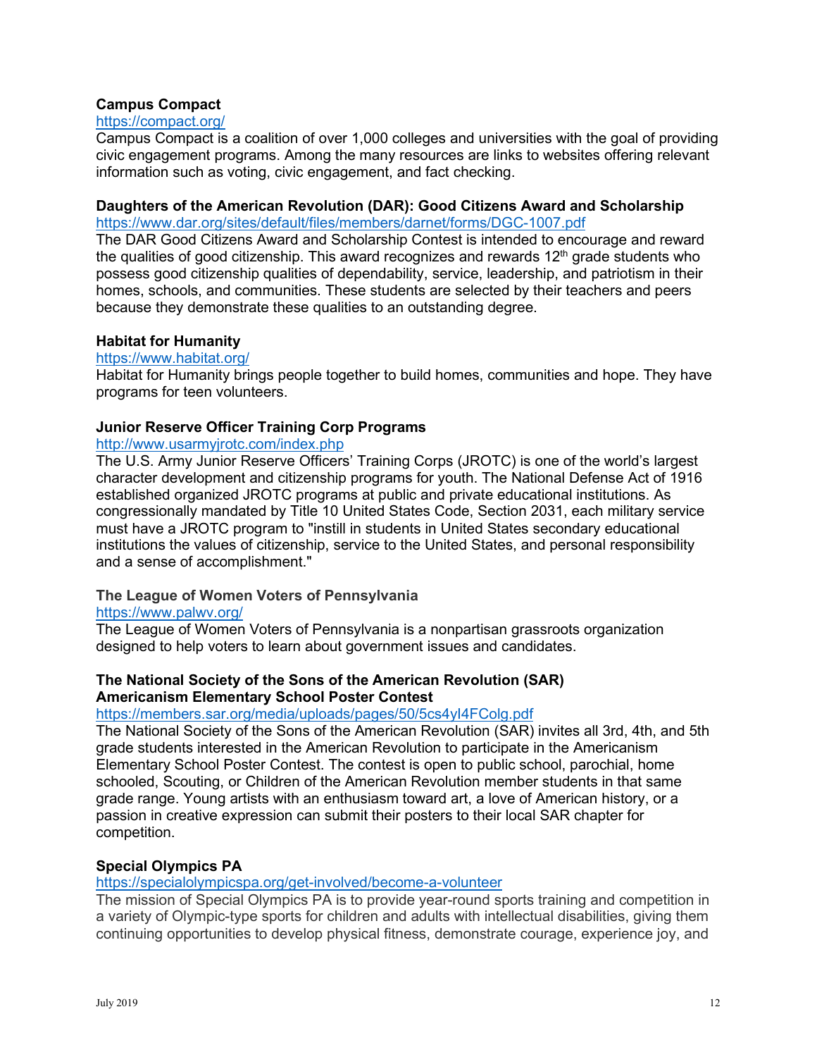**Campus Compact**
https://compact.org/
Campus Compact is a coalition of over 1,000 colleges and universities with the goal of providing civic engagement programs. Among the many resources are links to websites offering relevant information such as voting, civic engagement, and fact checking.

**Daughters of the American Revolution (DAR): Good Citizens Award and Scholarship**
https://www.dar.org/sites/default/files/members/darnet/forms/DGC-1007.pdf
The DAR Good Citizens Award and Scholarship Contest is intended to encourage and reward the qualities of good citizenship. This award recognizes and rewards 12th grade students who possess good citizenship qualities of dependability, service, leadership, and patriotism in their homes, schools, and communities. These students are selected by their teachers and peers because they demonstrate these qualities to an outstanding degree.

**Habitat for Humanity**
https://www.habitat.org/
Habitat for Humanity brings people together to build homes, communities and hope. They have programs for teen volunteers.

**Junior Reserve Officer Training Corp Programs**
http://www.usarmyjrotc.com/index.php
The U.S. Army Junior Reserve Officers' Training Corps (JROTC) is one of the world's largest character development and citizenship programs for youth. The National Defense Act of 1916 established organized JROTC programs at public and private educational institutions. As congressionally mandated by Title 10 United States Code, Section 2031, each military service must have a JROTC program to "instill in students in United States secondary educational institutions the values of citizenship, service to the United States, and personal responsibility and a sense of accomplishment."

**The League of Women Voters of Pennsylvania**
https://www.palwv.org/
The League of Women Voters of Pennsylvania is a nonpartisan grassroots organization designed to help voters to learn about government issues and candidates.

**The National Society of the Sons of the American Revolution (SAR) Americanism Elementary School Poster Contest**
https://members.sar.org/media/uploads/pages/50/5cs4yl4FColg.pdf
The National Society of the Sons of the American Revolution (SAR) invites all 3rd, 4th, and 5th grade students interested in the American Revolution to participate in the Americanism Elementary School Poster Contest. The contest is open to public school, parochial, home schooled, Scouting, or Children of the American Revolution member students in that same grade range. Young artists with an enthusiasm toward art, a love of American history, or a passion in creative expression can submit their posters to their local SAR chapter for competition.

**Special Olympics PA**
https://specialolympicspa.org/get-involved/become-a-volunteer
The mission of Special Olympics PA is to provide year-round sports training and competition in a variety of Olympic-type sports for children and adults with intellectual disabilities, giving them continuing opportunities to develop physical fitness, demonstrate courage, experience joy, and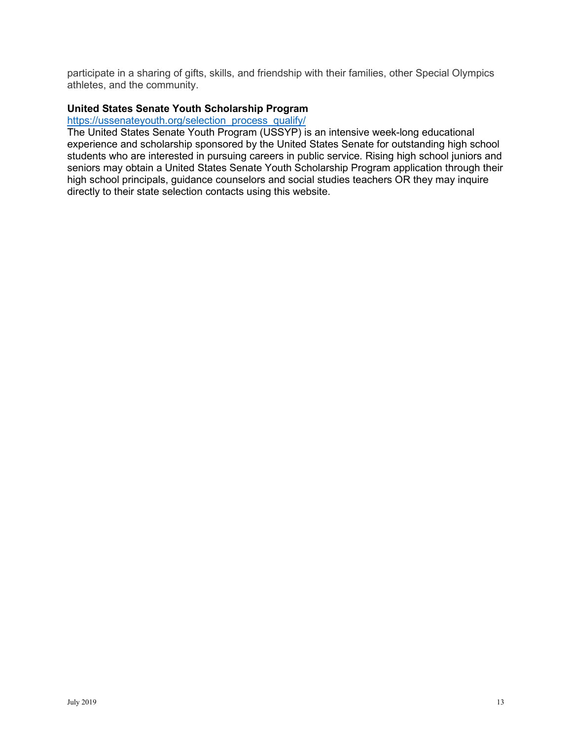participate in a sharing of gifts, skills, and friendship with their families, other Special Olympics athletes, and the community.

**United States Senate Youth Scholarship Program**

https://ussenateyouth.org/selection_process_qualify/

The United States Senate Youth Program (USSYP) is an intensive week-long educational experience and scholarship sponsored by the United States Senate for outstanding high school students who are interested in pursuing careers in public service. Rising high school juniors and seniors may obtain a United States Senate Youth Scholarship Program application through their high school principals, guidance counselors and social studies teachers OR they may inquire directly to their state selection contacts using this website.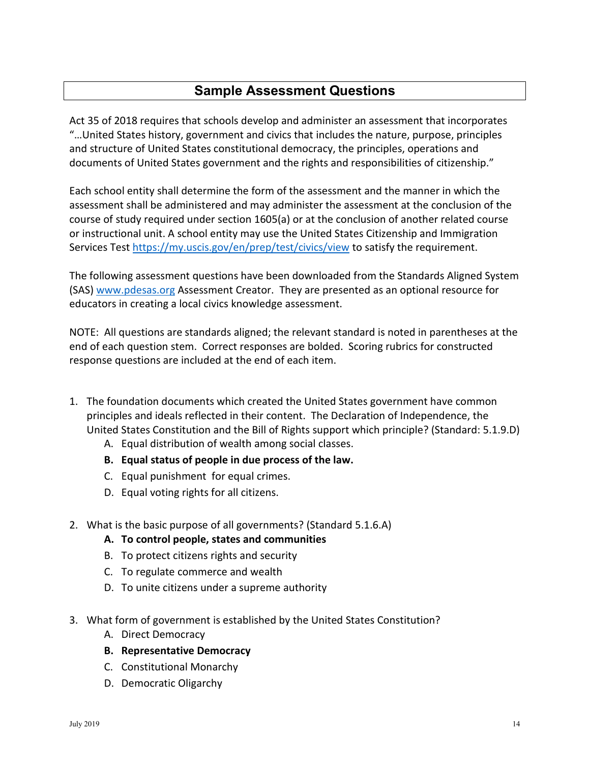## Sample Assessment Questions

Act 35 of 2018 requires that schools develop and administer an assessment that incorporates "…United States history, government and civics that includes the nature, purpose, principles and structure of United States constitutional democracy, the principles, operations and documents of United States government and the rights and responsibilities of citizenship."

Each school entity shall determine the form of the assessment and the manner in which the assessment shall be administered and may administer the assessment at the conclusion of the course of study required under section 1605(a) or at the conclusion of another related course or instructional unit. A school entity may use the United States Citizenship and Immigration Services Test https://my.uscis.gov/en/prep/test/civics/view to satisfy the requirement.

The following assessment questions have been downloaded from the Standards Aligned System (SAS) www.pdesas.org Assessment Creator. They are presented as an optional resource for educators in creating a local civics knowledge assessment.

NOTE: All questions are standards aligned; the relevant standard is noted in parentheses at the end of each question stem. Correct responses are bolded. Scoring rubrics for constructed response questions are included at the end of each item.

1. The foundation documents which created the United States government have common principles and ideals reflected in their content. The Declaration of Independence, the United States Constitution and the Bill of Rights support which principle? (Standard: 5.1.9.D)
   - A. Equal distribution of wealth among social classes.
   - **B. Equal status of people in due process of the law.**
   - C. Equal punishment for equal crimes.
   - D. Equal voting rights for all citizens.

2. What is the basic purpose of all governments? (Standard 5.1.6.A)
   - **A. To control people, states and communities**
   - B. To protect citizens rights and security
   - C. To regulate commerce and wealth
   - D. To unite citizens under a supreme authority

3. What form of government is established by the United States Constitution?
   - A. Direct Democracy
   - **B. Representative Democracy**
   - C. Constitutional Monarchy
   - D. Democratic Oligarchy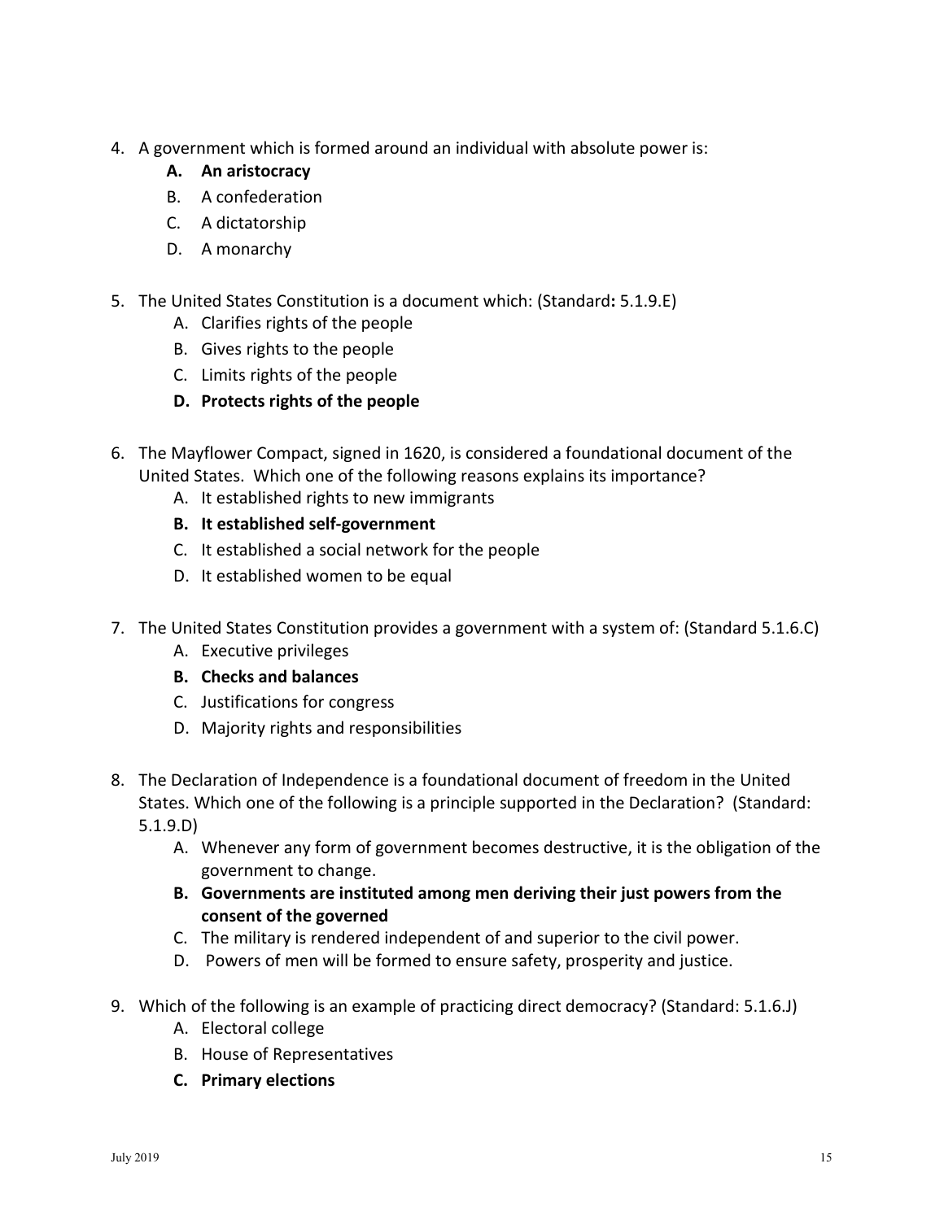4. A government which is formed around an individual with absolute power is:
   **A. An aristocracy**
   B. A confederation
   C. A dictatorship
   D. A monarchy

5. The United States Constitution is a document which: (Standard**:** 5.1.9.E)
   A. Clarifies rights of the people
   B. Gives rights to the people
   C. Limits rights of the people
   **D. Protects rights of the people**

6. The Mayflower Compact, signed in 1620, is considered a foundational document of the United States. Which one of the following reasons explains its importance?
   A. It established rights to new immigrants
   **B. It established self-government**
   C. It established a social network for the people
   D. It established women to be equal

7. The United States Constitution provides a government with a system of: (Standard 5.1.6.C)
   A. Executive privileges
   **B. Checks and balances**
   C. Justifications for congress
   D. Majority rights and responsibilities

8. The Declaration of Independence is a foundational document of freedom in the United States. Which one of the following is a principle supported in the Declaration? (Standard: 5.1.9.D)
   A. Whenever any form of government becomes destructive, it is the obligation of the government to change.
   **B. Governments are instituted among men deriving their just powers from the consent of the governed**
   C. The military is rendered independent of and superior to the civil power.
   D. Powers of men will be formed to ensure safety, prosperity and justice.

9. Which of the following is an example of practicing direct democracy? (Standard: 5.1.6.J)
   A. Electoral college
   B. House of Representatives
   **C. Primary elections**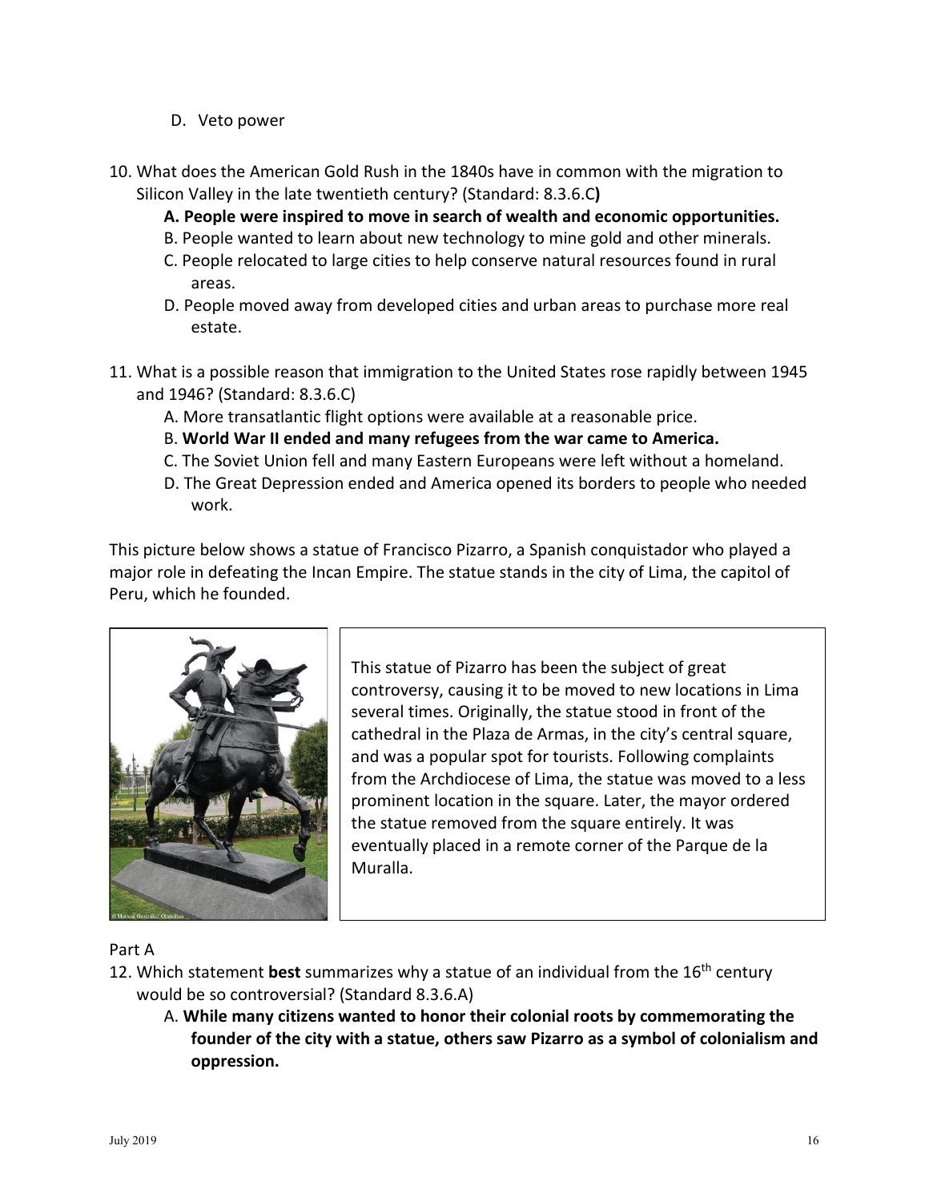D. Veto power

10. What does the American Gold Rush in the 1840s have in common with the migration to Silicon Valley in the late twentieth century? (Standard: 8.3.6.C**)**
    **A. People were inspired to move in search of wealth and economic opportunities.**
    B. People wanted to learn about new technology to mine gold and other minerals.
    C. People relocated to large cities to help conserve natural resources found in rural areas.
    D. People moved away from developed cities and urban areas to purchase more real estate.

11. What is a possible reason that immigration to the United States rose rapidly between 1945 and 1946? (Standard: 8.3.6.C)
    A. More transatlantic flight options were available at a reasonable price.
    B. **World War II ended and many refugees from the war came to America.**
    C. The Soviet Union fell and many Eastern Europeans were left without a homeland.
    D. The Great Depression ended and America opened its borders to people who needed work.

This picture below shows a statue of Francisco Pizarro, a Spanish conquistador who played a major role in defeating the Incan Empire. The statue stands in the city of Lima, the capitol of Peru, which he founded.

This statue of Pizarro has been the subject of great controversy, causing it to be moved to new locations in Lima several times. Originally, the statue stood in front of the cathedral in the Plaza de Armas, in the city's central square, and was a popular spot for tourists. Following complaints from the Archdiocese of Lima, the statue was moved to a less prominent location in the square. Later, the mayor ordered the statue removed from the square entirely. It was eventually placed in a remote corner of the Parque de la Muralla.

Part A

12. Which statement **best** summarizes why a statue of an individual from the 16th century would be so controversial? (Standard 8.3.6.A)
    A. **While many citizens wanted to honor their colonial roots by commemorating the founder of the city with a statue, others saw Pizarro as a symbol of colonialism and oppression.**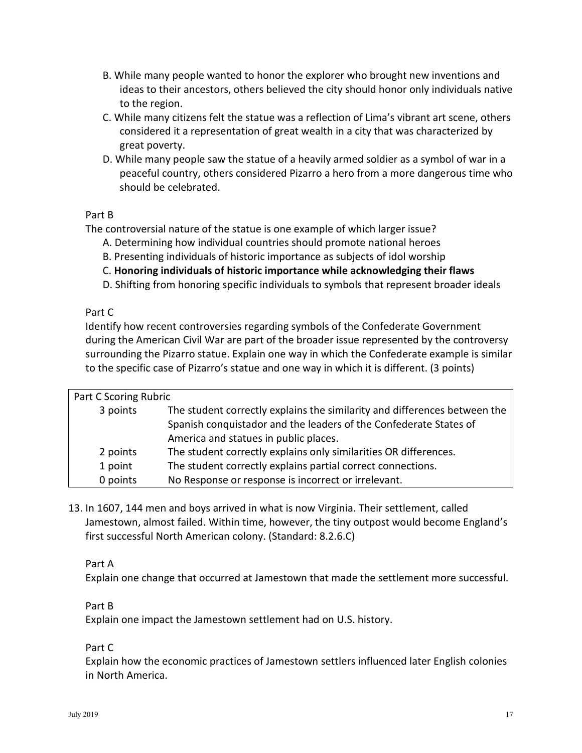B. While many people wanted to honor the explorer who brought new inventions and ideas to their ancestors, others believed the city should honor only individuals native to the region.

C. While many citizens felt the statue was a reflection of Lima's vibrant art scene, others considered it a representation of great wealth in a city that was characterized by great poverty.

D. While many people saw the statue of a heavily armed soldier as a symbol of war in a peaceful country, others considered Pizarro a hero from a more dangerous time who should be celebrated.

Part B

The controversial nature of the statue is one example of which larger issue?

A. Determining how individual countries should promote national heroes

B. Presenting individuals of historic importance as subjects of idol worship

C. **Honoring individuals of historic importance while acknowledging their flaws**

D. Shifting from honoring specific individuals to symbols that represent broader ideals

Part C

Identify how recent controversies regarding symbols of the Confederate Government during the American Civil War are part of the broader issue represented by the controversy surrounding the Pizarro statue. Explain one way in which the Confederate example is similar to the specific case of Pizarro's statue and one way in which it is different. (3 points)

| Part C Scoring Rubric | |
|---|---|
| 3 points | The student correctly explains the similarity and differences between the Spanish conquistador and the leaders of the Confederate States of America and statues in public places. |
| 2 points | The student correctly explains only similarities OR differences. |
| 1 point | The student correctly explains partial correct connections. |
| 0 points | No Response or response is incorrect or irrelevant. |

13. In 1607, 144 men and boys arrived in what is now Virginia. Their settlement, called Jamestown, almost failed. Within time, however, the tiny outpost would become England's first successful North American colony. (Standard: 8.2.6.C)

Part A

Explain one change that occurred at Jamestown that made the settlement more successful.

Part B

Explain one impact the Jamestown settlement had on U.S. history.

Part C

Explain how the economic practices of Jamestown settlers influenced later English colonies in North America.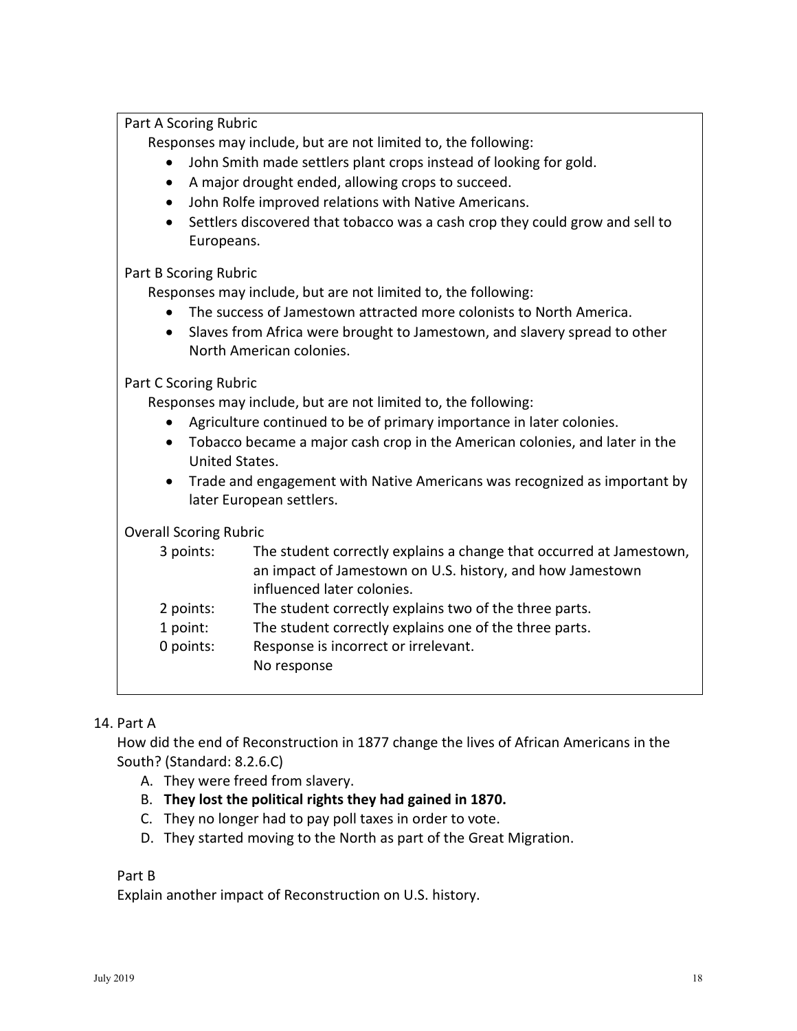Part A Scoring Rubric

Responses may include, but are not limited to, the following:

- John Smith made settlers plant crops instead of looking for gold.
- A major drought ended, allowing crops to succeed.
- John Rolfe improved relations with Native Americans.
- Settlers discovered that tobacco was a cash crop they could grow and sell to Europeans.

Part B Scoring Rubric

Responses may include, but are not limited to, the following:

- The success of Jamestown attracted more colonists to North America.
- Slaves from Africa were brought to Jamestown, and slavery spread to other North American colonies.

Part C Scoring Rubric

Responses may include, but are not limited to, the following:

- Agriculture continued to be of primary importance in later colonies.
- Tobacco became a major cash crop in the American colonies, and later in the United States.
- Trade and engagement with Native Americans was recognized as important by later European settlers.

Overall Scoring Rubric

| | |
|---|---|
| 3 points: | The student correctly explains a change that occurred at Jamestown, an impact of Jamestown on U.S. history, and how Jamestown influenced later colonies. |
| 2 points: | The student correctly explains two of the three parts. |
| 1 point: | The student correctly explains one of the three parts. |
| 0 points: | Response is incorrect or irrelevant. No response |

14. Part A

How did the end of Reconstruction in 1877 change the lives of African Americans in the South? (Standard: 8.2.6.C)

A. They were freed from slavery.
B. **They lost the political rights they had gained in 1870.**
C. They no longer had to pay poll taxes in order to vote.
D. They started moving to the North as part of the Great Migration.

Part B

Explain another impact of Reconstruction on U.S. history.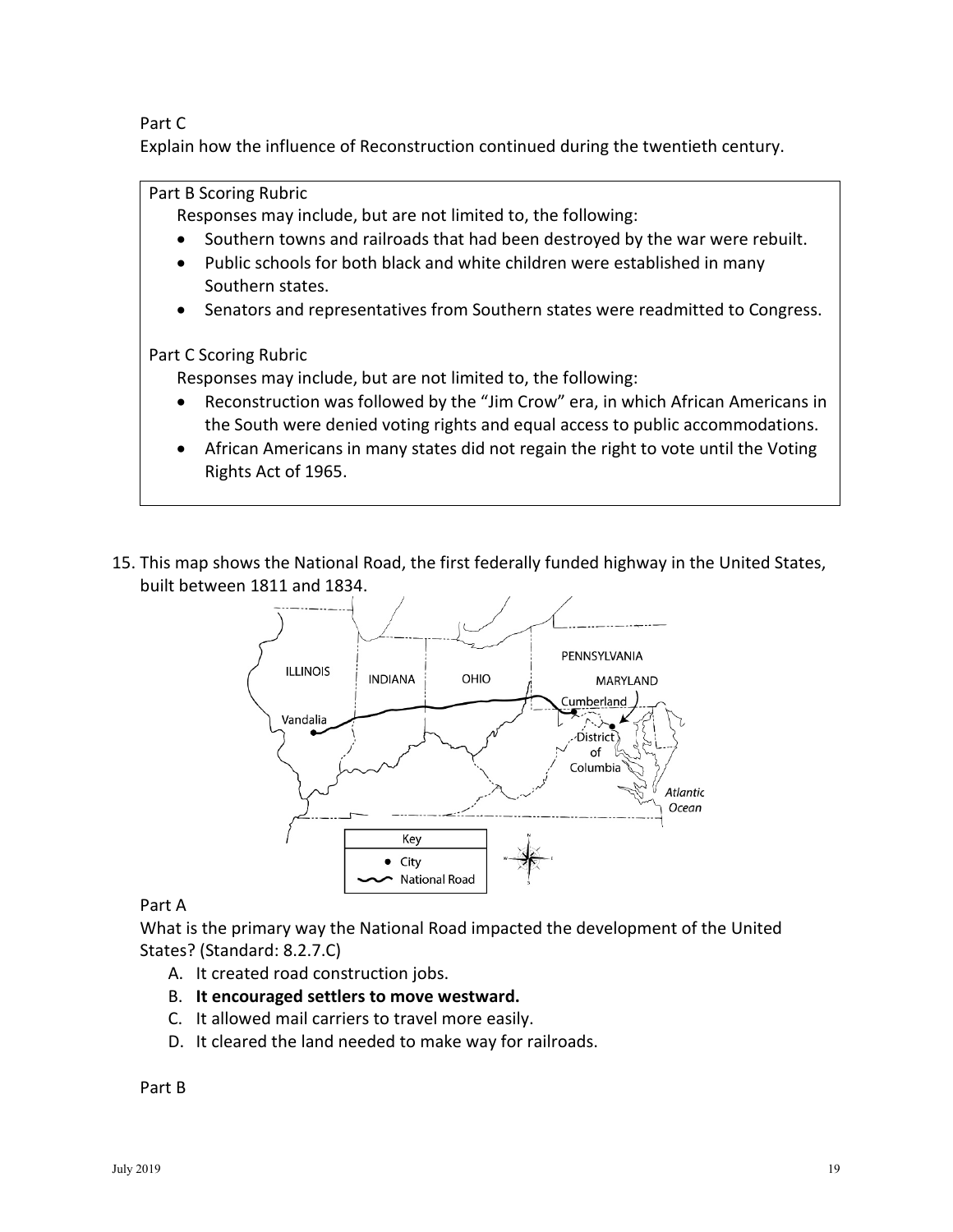Part C

Explain how the influence of Reconstruction continued during the twentieth century.

Part B Scoring Rubric

Responses may include, but are not limited to, the following:

- Southern towns and railroads that had been destroyed by the war were rebuilt.
- Public schools for both black and white children were established in many Southern states.
- Senators and representatives from Southern states were readmitted to Congress.

Part C Scoring Rubric

Responses may include, but are not limited to, the following:

- Reconstruction was followed by the "Jim Crow" era, in which African Americans in the South were denied voting rights and equal access to public accommodations.
- African Americans in many states did not regain the right to vote until the Voting Rights Act of 1965.

15. This map shows the National Road, the first federally funded highway in the United States, built between 1811 and 1834.

Part A

What is the primary way the National Road impacted the development of the United States? (Standard: 8.2.7.C)

A. It created road construction jobs.
B. **It encouraged settlers to move westward.**
C. It allowed mail carriers to travel more easily.
D. It cleared the land needed to make way for railroads.

Part B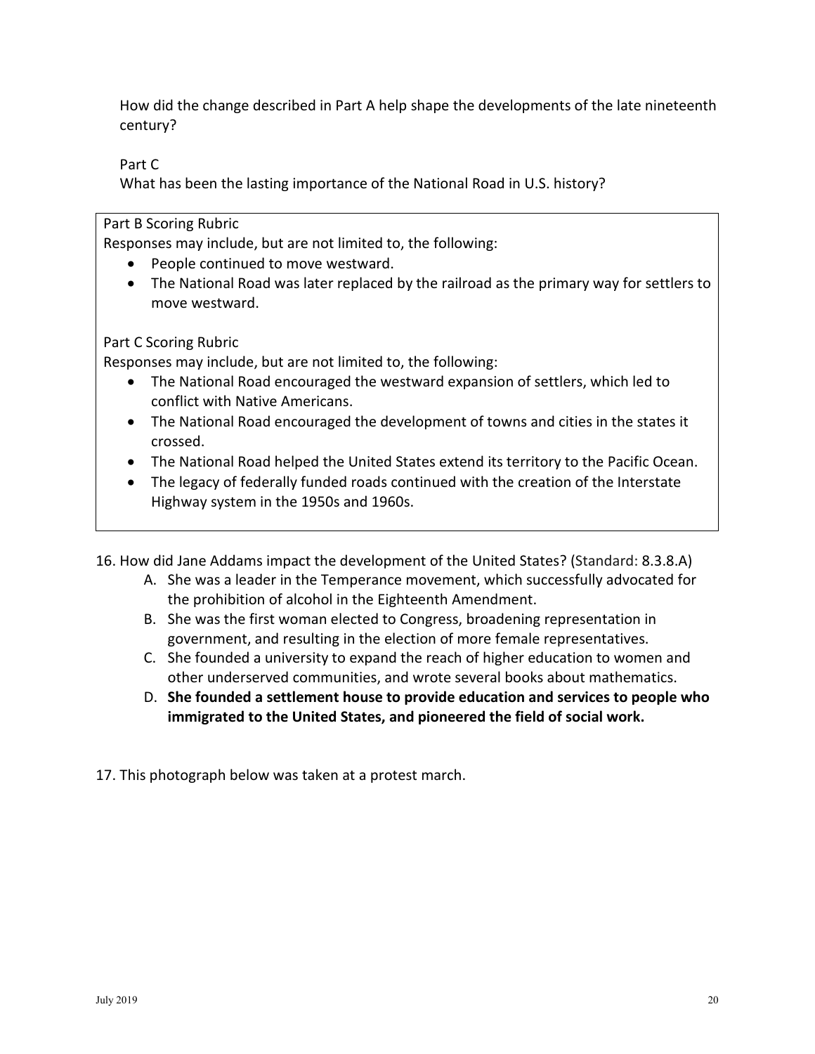How did the change described in Part A help shape the developments of the late nineteenth century?

Part C

What has been the lasting importance of the National Road in U.S. history?

Part B Scoring Rubric

Responses may include, but are not limited to, the following:

- People continued to move westward.
- The National Road was later replaced by the railroad as the primary way for settlers to move westward.

Part C Scoring Rubric

Responses may include, but are not limited to, the following:

- The National Road encouraged the westward expansion of settlers, which led to conflict with Native Americans.
- The National Road encouraged the development of towns and cities in the states it crossed.
- The National Road helped the United States extend its territory to the Pacific Ocean.
- The legacy of federally funded roads continued with the creation of the Interstate Highway system in the 1950s and 1960s.

16. How did Jane Addams impact the development of the United States? (Standard: 8.3.8.A)

   A. She was a leader in the Temperance movement, which successfully advocated for the prohibition of alcohol in the Eighteenth Amendment.

   B. She was the first woman elected to Congress, broadening representation in government, and resulting in the election of more female representatives.

   C. She founded a university to expand the reach of higher education to women and other underserved communities, and wrote several books about mathematics.

   D. **She founded a settlement house to provide education and services to people who immigrated to the United States, and pioneered the field of social work.**

17. This photograph below was taken at a protest march.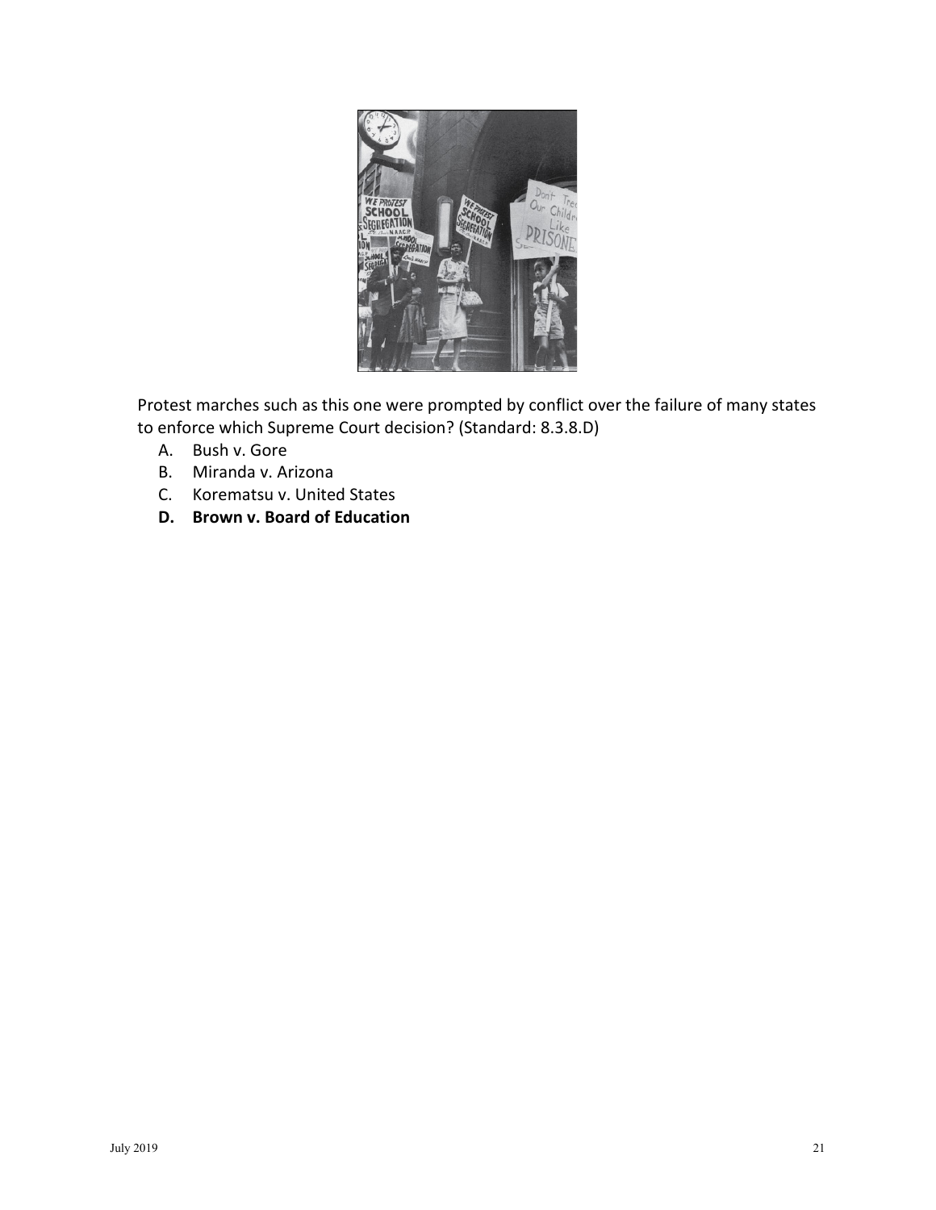Protest marches such as this one were prompted by conflict over the failure of many states to enforce which Supreme Court decision? (Standard: 8.3.8.D)

A. Bush v. Gore
B. Miranda v. Arizona
C. Korematsu v. United States
**D. Brown v. Board of Education**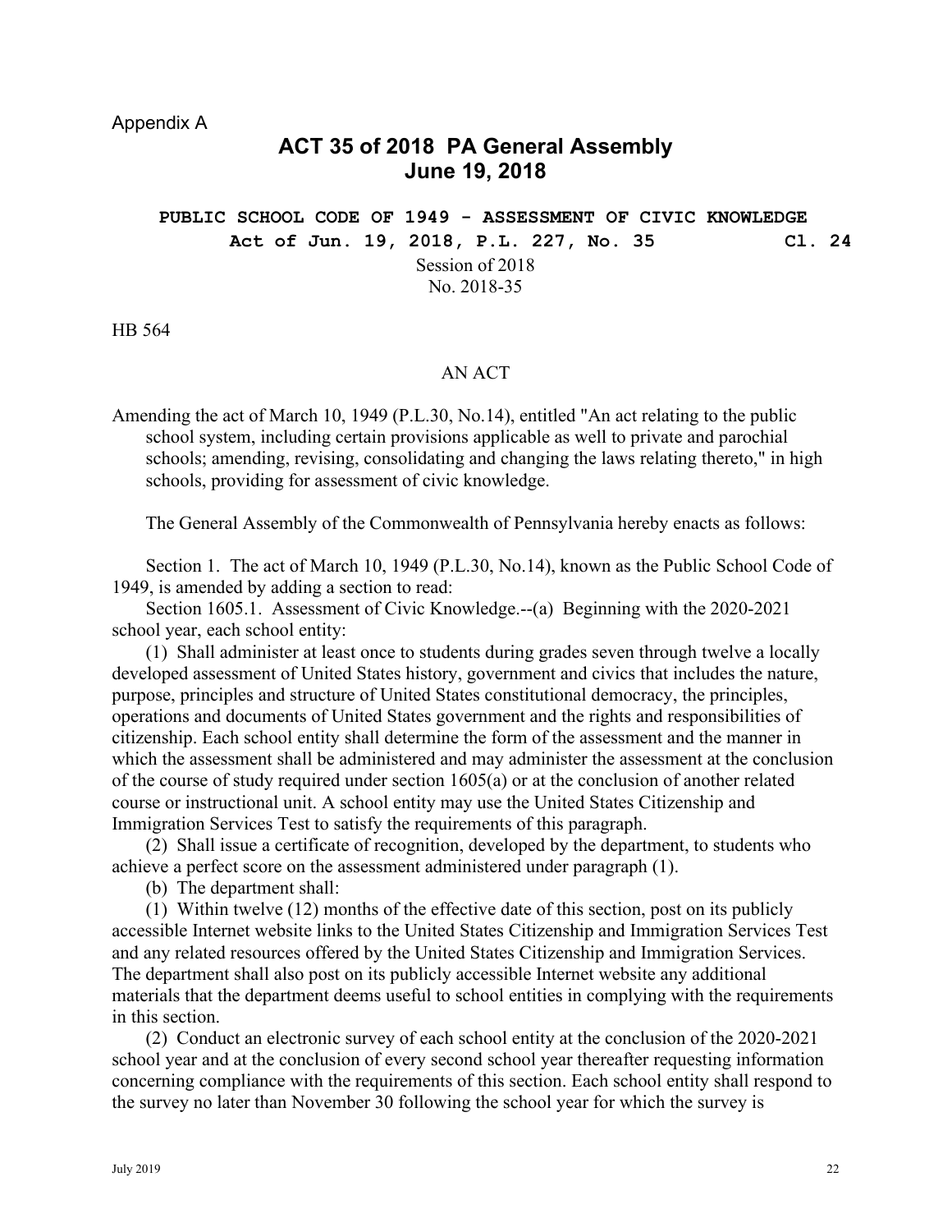Appendix A

# ACT 35 of 2018 PA General Assembly
# June 19, 2018

**PUBLIC SCHOOL CODE OF 1949 - ASSESSMENT OF CIVIC KNOWLEDGE**

**Act of Jun. 19, 2018, P.L. 227, No. 35 Cl. 24**

Session of 2018
No. 2018-35

HB 564

AN ACT

Amending the act of March 10, 1949 (P.L.30, No.14), entitled "An act relating to the public school system, including certain provisions applicable as well to private and parochial schools; amending, revising, consolidating and changing the laws relating thereto," in high schools, providing for assessment of civic knowledge.

The General Assembly of the Commonwealth of Pennsylvania hereby enacts as follows:

Section 1. The act of March 10, 1949 (P.L.30, No.14), known as the Public School Code of 1949, is amended by adding a section to read:

Section 1605.1. Assessment of Civic Knowledge.--(a) Beginning with the 2020-2021 school year, each school entity:

(1) Shall administer at least once to students during grades seven through twelve a locally developed assessment of United States history, government and civics that includes the nature, purpose, principles and structure of United States constitutional democracy, the principles, operations and documents of United States government and the rights and responsibilities of citizenship. Each school entity shall determine the form of the assessment and the manner in which the assessment shall be administered and may administer the assessment at the conclusion of the course of study required under section 1605(a) or at the conclusion of another related course or instructional unit. A school entity may use the United States Citizenship and Immigration Services Test to satisfy the requirements of this paragraph.

(2) Shall issue a certificate of recognition, developed by the department, to students who achieve a perfect score on the assessment administered under paragraph (1).

(b) The department shall:

(1) Within twelve (12) months of the effective date of this section, post on its publicly accessible Internet website links to the United States Citizenship and Immigration Services Test and any related resources offered by the United States Citizenship and Immigration Services. The department shall also post on its publicly accessible Internet website any additional materials that the department deems useful to school entities in complying with the requirements in this section.

(2) Conduct an electronic survey of each school entity at the conclusion of the 2020-2021 school year and at the conclusion of every second school year thereafter requesting information concerning compliance with the requirements of this section. Each school entity shall respond to the survey no later than November 30 following the school year for which the survey is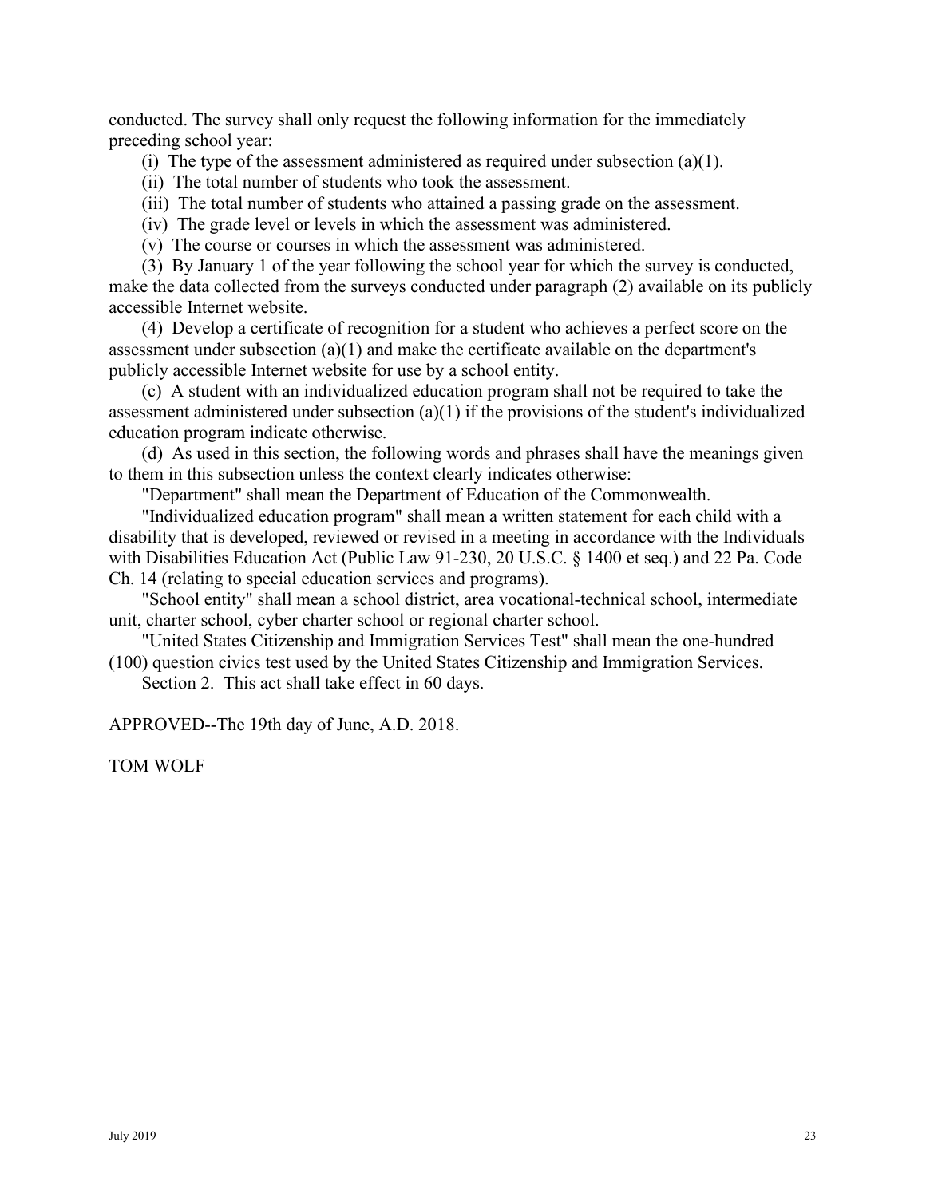conducted. The survey shall only request the following information for the immediately preceding school year:

(i) The type of the assessment administered as required under subsection (a)(1).

(ii) The total number of students who took the assessment.

(iii) The total number of students who attained a passing grade on the assessment.

(iv) The grade level or levels in which the assessment was administered.

(v) The course or courses in which the assessment was administered.

(3) By January 1 of the year following the school year for which the survey is conducted, make the data collected from the surveys conducted under paragraph (2) available on its publicly accessible Internet website.

(4) Develop a certificate of recognition for a student who achieves a perfect score on the assessment under subsection (a)(1) and make the certificate available on the department's publicly accessible Internet website for use by a school entity.

(c) A student with an individualized education program shall not be required to take the assessment administered under subsection (a)(1) if the provisions of the student's individualized education program indicate otherwise.

(d) As used in this section, the following words and phrases shall have the meanings given to them in this subsection unless the context clearly indicates otherwise:

"Department" shall mean the Department of Education of the Commonwealth.

"Individualized education program" shall mean a written statement for each child with a disability that is developed, reviewed or revised in a meeting in accordance with the Individuals with Disabilities Education Act (Public Law 91-230, 20 U.S.C. § 1400 et seq.) and 22 Pa. Code Ch. 14 (relating to special education services and programs).

"School entity" shall mean a school district, area vocational-technical school, intermediate unit, charter school, cyber charter school or regional charter school.

"United States Citizenship and Immigration Services Test" shall mean the one-hundred (100) question civics test used by the United States Citizenship and Immigration Services.

Section 2. This act shall take effect in 60 days.

APPROVED--The 19th day of June, A.D. 2018.

TOM WOLF